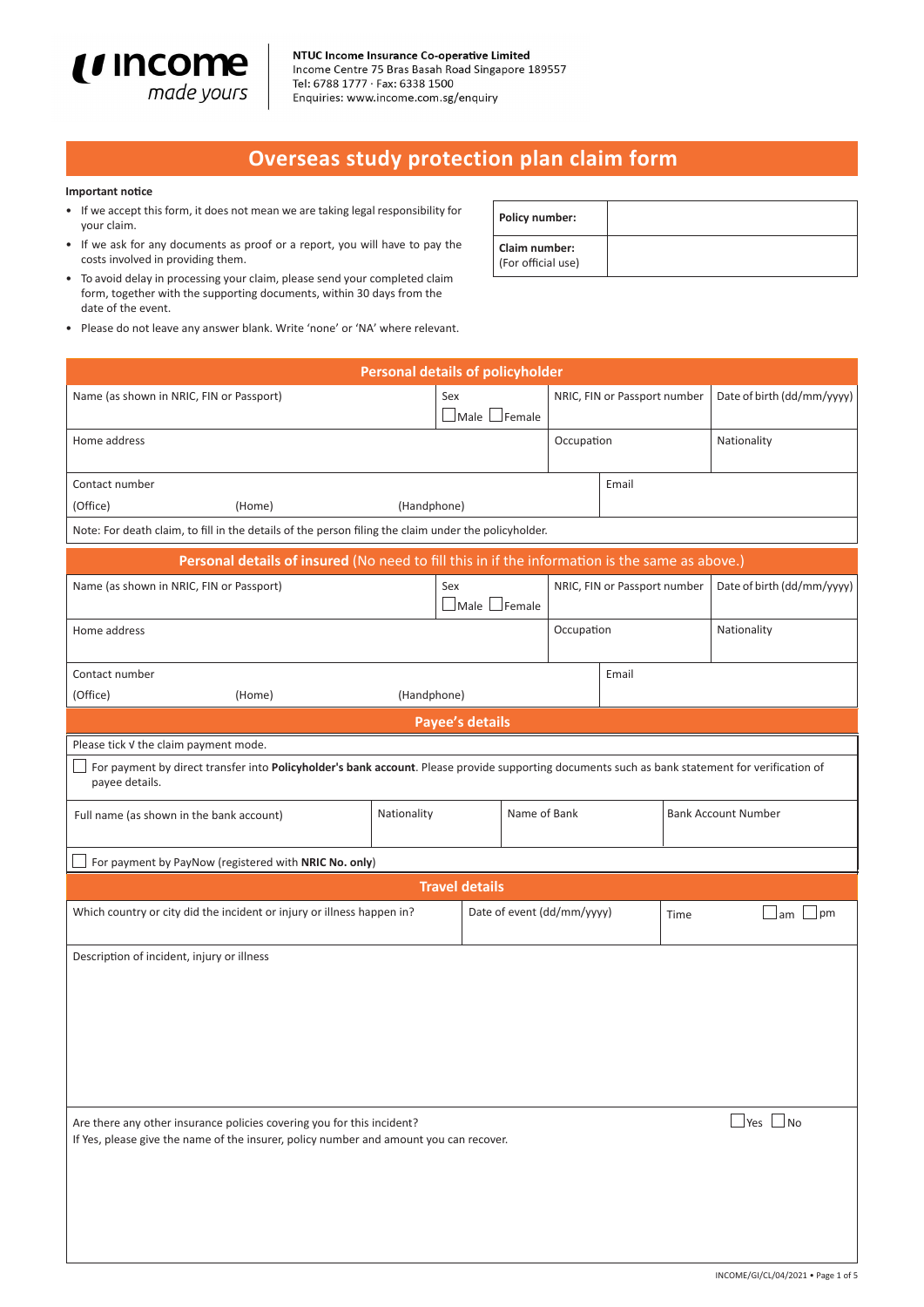**income** *made yours*

**NTUC Income Insurance Co-operative Limited**
Income Centre 75 Bras Basah Road Singapore 189557
Tel: 6788 1777 · Fax: 6338 1500
Enquiries: www.income.com.sg/enquiry

# Overseas study protection plan claim form

**Important notice**

- If we accept this form, it does not mean we are taking legal responsibility for your claim.
- If we ask for any documents as proof or a report, you will have to pay the costs involved in providing them.
- To avoid delay in processing your claim, please send your completed claim form, together with the supporting documents, within 30 days from the date of the event.
- Please do not leave any answer blank. Write 'none' or 'NA' where relevant.

| **Policy number:** | |
|---|---|
| **Claim number:** (For official use) | |

## Personal details of policyholder

| Name (as shown in NRIC, FIN or Passport) | Sex ☐ Male ☐ Female | NRIC, FIN or Passport number | Date of birth (dd/mm/yyyy) |
|---|---|---|---|
| Home address | | Occupation | Nationality |
| Contact number (Office) (Home) (Handphone) | | Email | |

Note: For death claim, to fill in the details of the person filing the claim under the policyholder.

## Personal details of insured (No need to fill this in if the information is the same as above.)

| Name (as shown in NRIC, FIN or Passport) | Sex ☐ Male ☐ Female | NRIC, FIN or Passport number | Date of birth (dd/mm/yyyy) |
|---|---|---|---|
| Home address | | Occupation | Nationality |
| Contact number (Office) (Home) (Handphone) | | Email | |

## Payee's details

Please tick √ the claim payment mode.

☐ For payment by direct transfer into **Policyholder's bank account**. Please provide supporting documents such as bank statement for verification of payee details.

| Full name (as shown in the bank account) | Nationality | Name of Bank | Bank Account Number |
|---|---|---|---|
| | | | |

☐ For payment by PayNow (registered with **NRIC No. only**)

## Travel details

| Which country or city did the incident or injury or illness happen in? | Date of event (dd/mm/yyyy) | Time ☐ am ☐ pm |
|---|---|---|
| | | |

Description of incident, injury or illness

Are there any other insurance policies covering you for this incident? ☐ Yes ☐ No
If Yes, please give the name of the insurer, policy number and amount you can recover.

INCOME/GI/CL/04/2021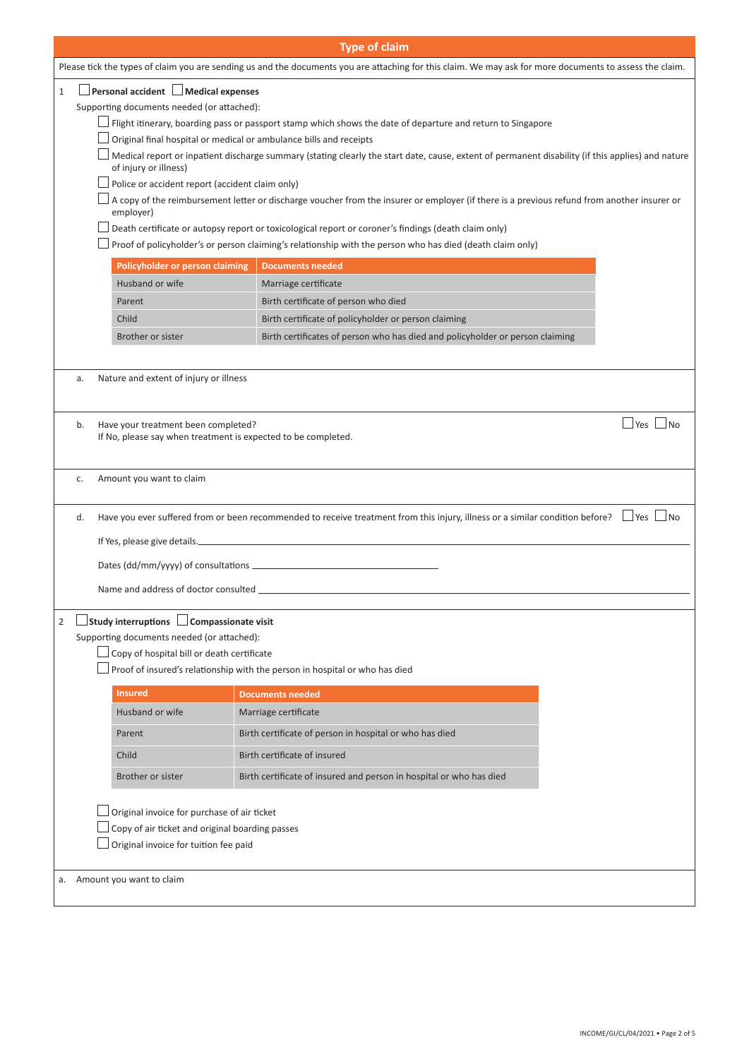## Type of claim

Please tick the types of claim you are sending us and the documents you are attaching for this claim. We may ask for more documents to assess the claim.

1 ☐ **Personal accident** ☐ **Medical expenses**

Supporting documents needed (or attached):

- ☐ Flight itinerary, boarding pass or passport stamp which shows the date of departure and return to Singapore
- ☐ Original final hospital or medical or ambulance bills and receipts
- ☐ Medical report or inpatient discharge summary (stating clearly the start date, cause, extent of permanent disability (if this applies) and nature of injury or illness)
- ☐ Police or accident report (accident claim only)
- ☐ A copy of the reimbursement letter or discharge voucher from the insurer or employer (if there is a previous refund from another insurer or employer)
- ☐ Death certificate or autopsy report or toxicological report or coroner's findings (death claim only)
- ☐ Proof of policyholder's or person claiming's relationship with the person who has died (death claim only)

| Policyholder or person claiming | Documents needed |
|---|---|
| Husband or wife | Marriage certificate |
| Parent | Birth certificate of person who died |
| Child | Birth certificate of policyholder or person claiming |
| Brother or sister | Birth certificates of person who has died and policyholder or person claiming |

a. Nature and extent of injury or illness

b. Have your treatment been completed? ☐ Yes ☐ No
If No, please say when treatment is expected to be completed.

c. Amount you want to claim

d. Have you ever suffered from or been recommended to receive treatment from this injury, illness or a similar condition before? ☐ Yes ☐ No

If Yes, please give details. ____________________

Dates (dd/mm/yyyy) of consultations ____________________

Name and address of doctor consulted ____________________

2 ☐ **Study interruptions** ☐ **Compassionate visit**

Supporting documents needed (or attached):

- ☐ Copy of hospital bill or death certificate
- ☐ Proof of insured's relationship with the person in hospital or who has died

| Insured | Documents needed |
|---|---|
| Husband or wife | Marriage certificate |
| Parent | Birth certificate of person in hospital or who has died |
| Child | Birth certificate of insured |
| Brother or sister | Birth certificate of insured and person in hospital or who has died |

- ☐ Original invoice for purchase of air ticket
- ☐ Copy of air ticket and original boarding passes
- ☐ Original invoice for tuition fee paid

a. Amount you want to claim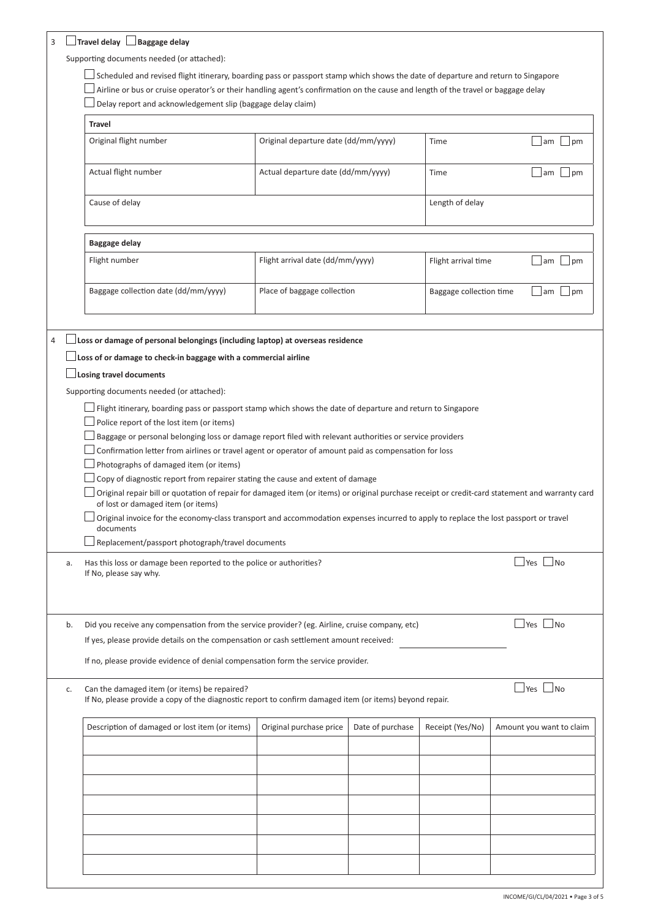3 ☐ **Travel delay** ☐ **Baggage delay**

Supporting documents needed (or attached):

- ☐ Scheduled and revised flight itinerary, boarding pass or passport stamp which shows the date of departure and return to Singapore
- ☐ Airline or bus or cruise operator's or their handling agent's confirmation on the cause and length of the travel or baggage delay
- ☐ Delay report and acknowledgement slip (baggage delay claim)

| **Travel** | | | |
|---|---|---|---|
| Original flight number | Original departure date (dd/mm/yyyy) | Time | ☐ am ☐ pm |
| Actual flight number | Actual departure date (dd/mm/yyyy) | Time | ☐ am ☐ pm |
| Cause of delay | | Length of delay | |

| **Baggage delay** | | | |
|---|---|---|---|
| Flight number | Flight arrival date (dd/mm/yyyy) | Flight arrival time | ☐ am ☐ pm |
| Baggage collection date (dd/mm/yyyy) | Place of baggage collection | Baggage collection time | ☐ am ☐ pm |

4 ☐ **Loss or damage of personal belongings (including laptop) at overseas residence**

☐ **Loss of or damage to check-in baggage with a commercial airline**

☐ **Losing travel documents**

Supporting documents needed (or attached):

- ☐ Flight itinerary, boarding pass or passport stamp which shows the date of departure and return to Singapore
- ☐ Police report of the lost item (or items)
- ☐ Baggage or personal belonging loss or damage report filed with relevant authorities or service providers
- ☐ Confirmation letter from airlines or travel agent or operator of amount paid as compensation for loss
- ☐ Photographs of damaged item (or items)
- ☐ Copy of diagnostic report from repairer stating the cause and extent of damage
- ☐ Original repair bill or quotation of repair for damaged item (or items) or original purchase receipt or credit-card statement and warranty card of lost or damaged item (or items)
- ☐ Original invoice for the economy-class transport and accommodation expenses incurred to apply to replace the lost passport or travel documents
- ☐ Replacement/passport photograph/travel documents

a. Has this loss or damage been reported to the police or authorities? ☐ Yes ☐ No
If No, please say why.

b. Did you receive any compensation from the service provider? (eg. Airline, cruise company, etc) ☐ Yes ☐ No
If yes, please provide details on the compensation or cash settlement amount received: ____________________

If no, please provide evidence of denial compensation form the service provider.

c. Can the damaged item (or items) be repaired? ☐ Yes ☐ No
If No, please provide a copy of the diagnostic report to confirm damaged item (or items) beyond repair.

| Description of damaged or lost item (or items) | Original purchase price | Date of purchase | Receipt (Yes/No) | Amount you want to claim |
|---|---|---|---|---|
| | | | | |
| | | | | |
| | | | | |
| | | | | |
| | | | | |
| | | | | |
| | | | | |

INCOME/GI/CL/04/2021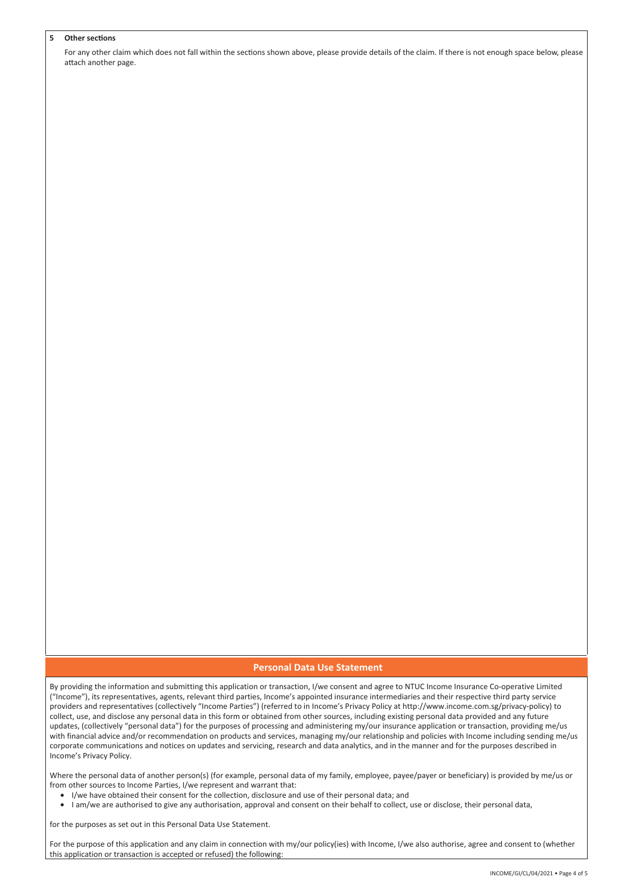**5 Other sections**

For any other claim which does not fall within the sections shown above, please provide details of the claim. If there is not enough space below, please attach another page.

## Personal Data Use Statement

By providing the information and submitting this application or transaction, I/we consent and agree to NTUC Income Insurance Co-operative Limited ("Income"), its representatives, agents, relevant third parties, Income's appointed insurance intermediaries and their respective third party service providers and representatives (collectively "Income Parties") (referred to in Income's Privacy Policy at http://www.income.com.sg/privacy-policy) to collect, use, and disclose any personal data in this form or obtained from other sources, including existing personal data provided and any future updates, (collectively "personal data") for the purposes of processing and administering my/our insurance application or transaction, providing me/us with financial advice and/or recommendation on products and services, managing my/our relationship and policies with Income including sending me/us corporate communications and notices on updates and servicing, research and data analytics, and in the manner and for the purposes described in Income's Privacy Policy.

Where the personal data of another person(s) (for example, personal data of my family, employee, payee/payer or beneficiary) is provided by me/us or from other sources to Income Parties, I/we represent and warrant that:

- I/we have obtained their consent for the collection, disclosure and use of their personal data; and
- I am/we are authorised to give any authorisation, approval and consent on their behalf to collect, use or disclose, their personal data,

for the purposes as set out in this Personal Data Use Statement.

For the purpose of this application and any claim in connection with my/our policy(ies) with Income, I/we also authorise, agree and consent to (whether this application or transaction is accepted or refused) the following: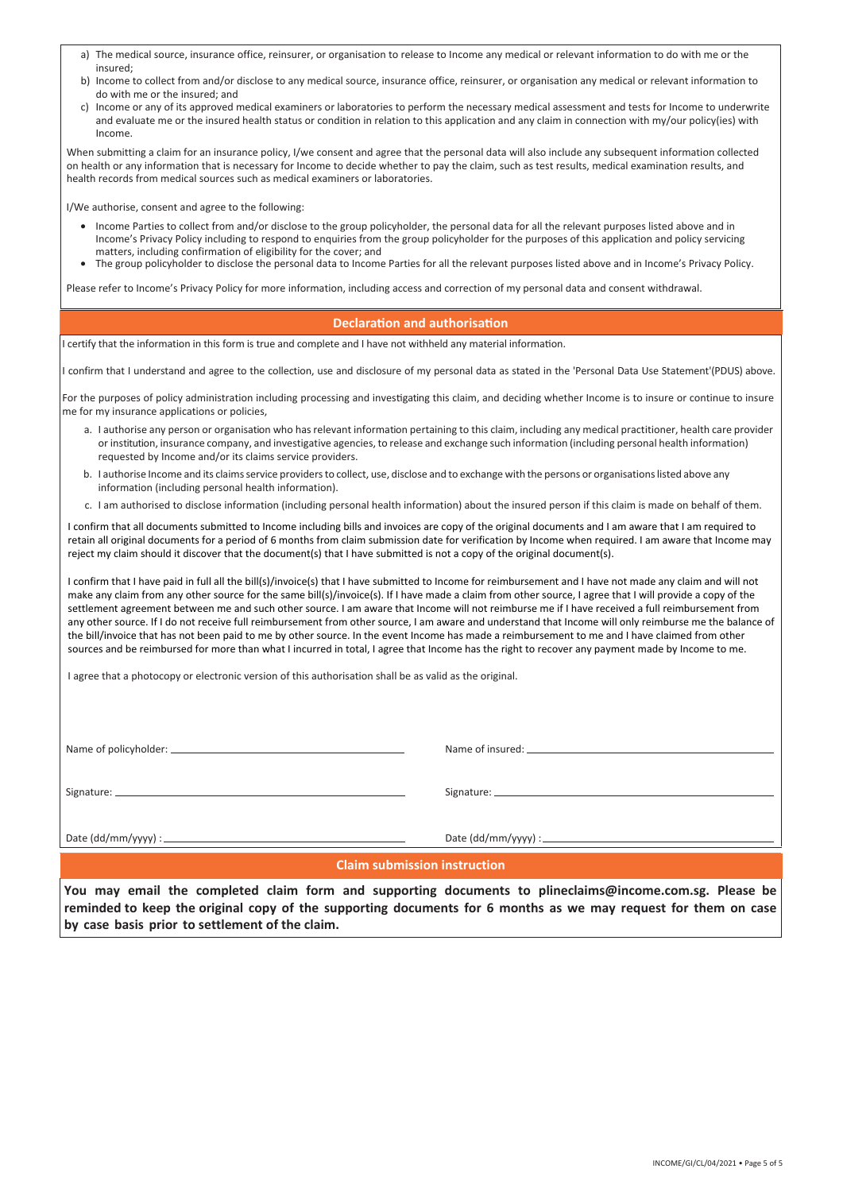a) The medical source, insurance office, reinsurer, or organisation to release to Income any medical or relevant information to do with me or the insured;
b) Income to collect from and/or disclose to any medical source, insurance office, reinsurer, or organisation any medical or relevant information to do with me or the insured; and
c) Income or any of its approved medical examiners or laboratories to perform the necessary medical assessment and tests for Income to underwrite and evaluate me or the insured health status or condition in relation to this application and any claim in connection with my/our policy(ies) with Income.

When submitting a claim for an insurance policy, I/we consent and agree that the personal data will also include any subsequent information collected on health or any information that is necessary for Income to decide whether to pay the claim, such as test results, medical examination results, and health records from medical sources such as medical examiners or laboratories.

I/We authorise, consent and agree to the following:

- Income Parties to collect from and/or disclose to the group policyholder, the personal data for all the relevant purposes listed above and in Income's Privacy Policy including to respond to enquiries from the group policyholder for the purposes of this application and policy servicing matters, including confirmation of eligibility for the cover; and
- The group policyholder to disclose the personal data to Income Parties for all the relevant purposes listed above and in Income's Privacy Policy.

Please refer to Income's Privacy Policy for more information, including access and correction of my personal data and consent withdrawal.

## Declaration and authorisation

I certify that the information in this form is true and complete and I have not withheld any material information.

I confirm that I understand and agree to the collection, use and disclosure of my personal data as stated in the 'Personal Data Use Statement'(PDUS) above.

For the purposes of policy administration including processing and investigating this claim, and deciding whether Income is to insure or continue to insure me for my insurance applications or policies,

a. I authorise any person or organisation who has relevant information pertaining to this claim, including any medical practitioner, health care provider or institution, insurance company, and investigative agencies, to release and exchange such information (including personal health information) requested by Income and/or its claims service providers.

b. I authorise Income and its claims service providers to collect, use, disclose and to exchange with the persons or organisations listed above any information (including personal health information).

c. I am authorised to disclose information (including personal health information) about the insured person if this claim is made on behalf of them.

I confirm that all documents submitted to Income including bills and invoices are copy of the original documents and I am aware that I am required to retain all original documents for a period of 6 months from claim submission date for verification by Income when required. I am aware that Income may reject my claim should it discover that the document(s) that I have submitted is not a copy of the original document(s).

I confirm that I have paid in full all the bill(s)/invoice(s) that I have submitted to Income for reimbursement and I have not made any claim and will not make any claim from any other source for the same bill(s)/invoice(s). If I have made a claim from other source, I agree that I will provide a copy of the settlement agreement between me and such other source. I am aware that Income will not reimburse me if I have received a full reimbursement from any other source. If I do not receive full reimbursement from other source, I am aware and understand that Income will only reimburse me the balance of the bill/invoice that has not been paid to me by other source. In the event Income has made a reimbursement to me and I have claimed from other sources and be reimbursed for more than what I incurred in total, I agree that Income has the right to recover any payment made by Income to me.

I agree that a photocopy or electronic version of this authorisation shall be as valid as the original.

Name of policyholder: ______________________

Signature: ______________________

Date (dd/mm/yyyy) : ______________________

Name of insured: ______________________

Signature: ______________________

Date (dd/mm/yyyy) : ______________________

## Claim submission instruction

**You may email the completed claim form and supporting documents to plineclaims@income.com.sg. Please be reminded to keep the original copy of the supporting documents for 6 months as we may request for them on case by case basis prior to settlement of the claim.**

INCOME/GI/CL/04/2021